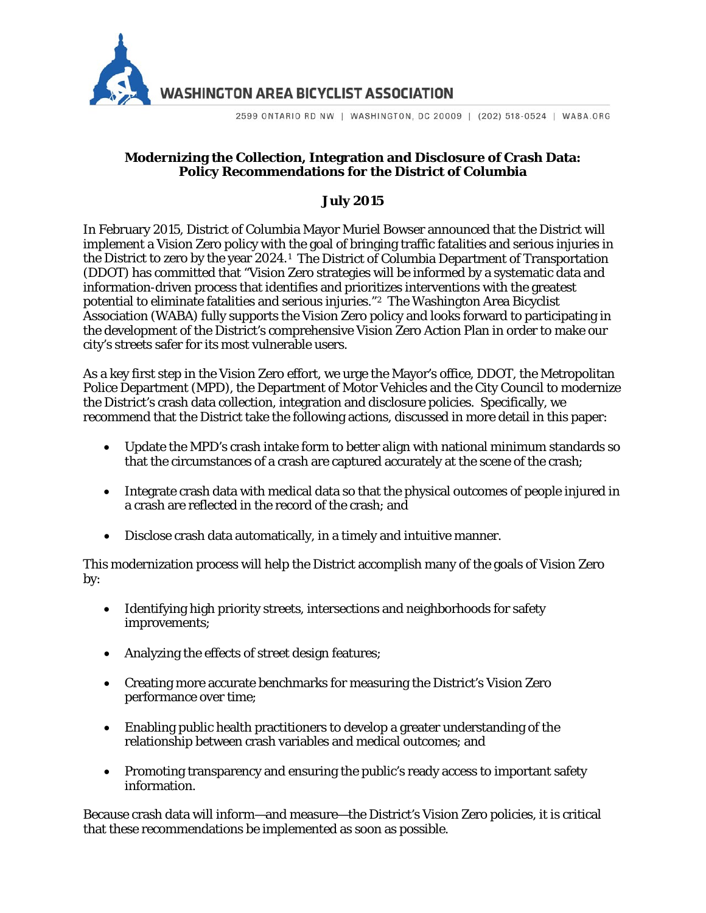WASHINGTON AREA BICYCLIST ASSOCIATION

2599 ONTARIO RD NW | WASHINGTON, DC 20009 | (202) 518-0524 | WABA.ORG

**Modernizing the Collection, Integration and Disclosure of Crash Data: Policy Recommendations for the District of Columbia**

**July 2015**

In February 2015, District of Columbia Mayor Muriel Bowser announced that the District will implement a Vision Zero policy with the goal of bringing traffic fatalities and serious injuries in the District to zero by the year 2024.[1] The District of Columbia Department of Transportation (DDOT) has committed that "Vision Zero strategies will be informed by a systematic data and information-driven process that identifies and prioritizes interventions with the greatest potential to eliminate fatalities and serious injuries."[2] The Washington Area Bicyclist Association (WABA) fully supports the Vision Zero policy and looks forward to participating in the development of the District's comprehensive Vision Zero Action Plan in order to make our city's streets safer for its most vulnerable users.

As a key first step in the Vision Zero effort, we urge the Mayor's office, DDOT, the Metropolitan Police Department (MPD), the Department of Motor Vehicles and the City Council to modernize the District's crash data collection, integration and disclosure policies. Specifically, we recommend that the District take the following actions, discussed in more detail in this paper:

- Update the MPD's crash intake form to better align with national minimum standards so that the circumstances of a crash are captured accurately at the scene of the crash;
- Integrate crash data with medical data so that the physical outcomes of people injured in a crash are reflected in the record of the crash; and
- Disclose crash data automatically, in a timely and intuitive manner.

This modernization process will help the District accomplish many of the goals of Vision Zero by:

- Identifying high priority streets, intersections and neighborhoods for safety improvements;
- Analyzing the effects of street design features;
- Creating more accurate benchmarks for measuring the District's Vision Zero performance over time;
- Enabling public health practitioners to develop a greater understanding of the relationship between crash variables and medical outcomes; and
- Promoting transparency and ensuring the public's ready access to important safety information.

Because crash data will inform—and measure—the District's Vision Zero policies, it is critical that these recommendations be implemented as soon as possible.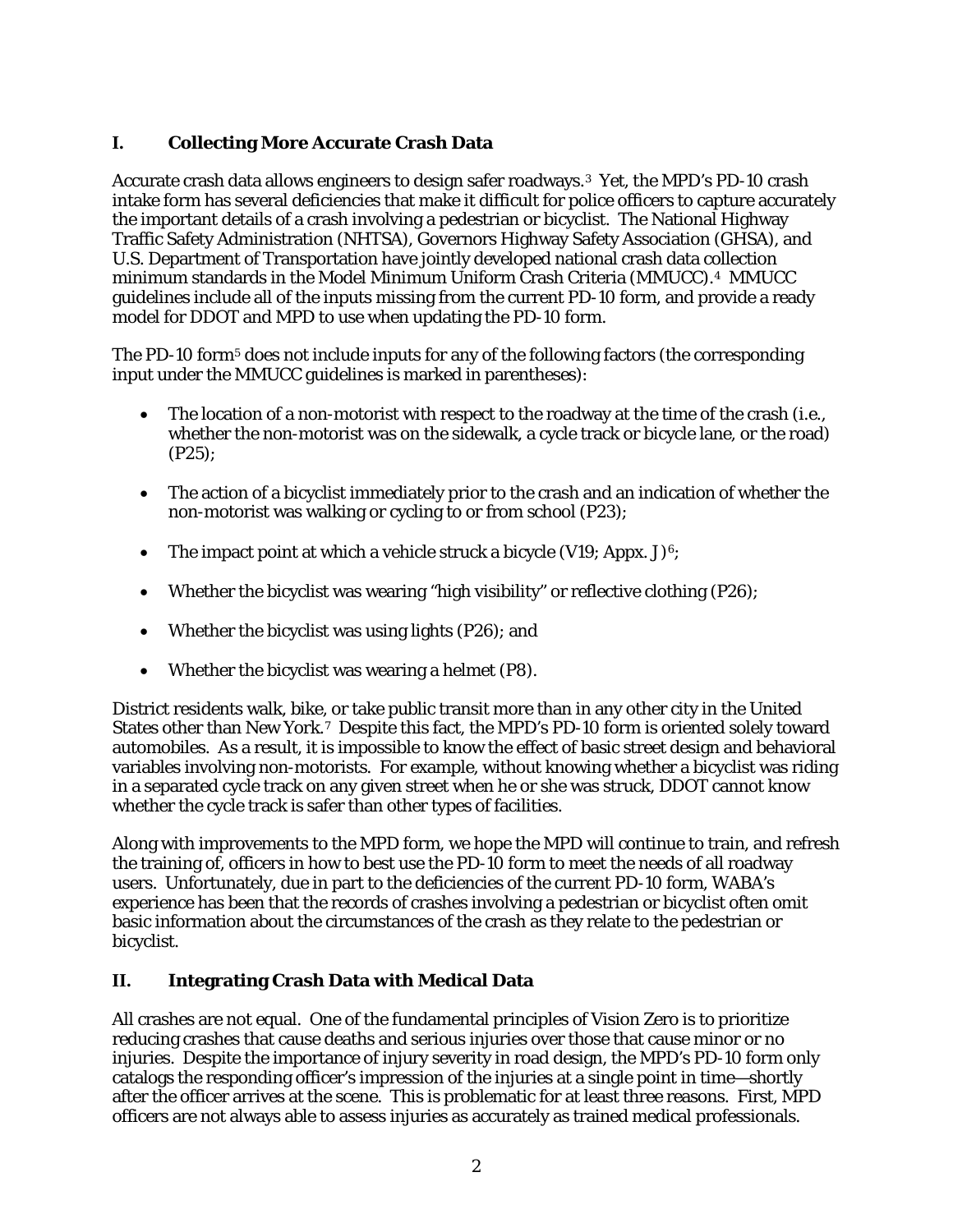## I. Collecting More Accurate Crash Data

Accurate crash data allows engineers to design safer roadways.[3] Yet, the MPD's PD-10 crash intake form has several deficiencies that make it difficult for police officers to capture accurately the important details of a crash involving a pedestrian or bicyclist. The National Highway Traffic Safety Administration (NHTSA), Governors Highway Safety Association (GHSA), and U.S. Department of Transportation have jointly developed national crash data collection minimum standards in the Model Minimum Uniform Crash Criteria (MMUCC).[4] MMUCC guidelines include all of the inputs missing from the current PD-10 form, and provide a ready model for DDOT and MPD to use when updating the PD-10 form.

The PD-10 form[5] does not include inputs for any of the following factors (the corresponding input under the MMUCC guidelines is marked in parentheses):

- The location of a non-motorist with respect to the roadway at the time of the crash (i.e., whether the non-motorist was on the sidewalk, a cycle track or bicycle lane, or the road) (P25);
- The action of a bicyclist immediately prior to the crash and an indication of whether the non-motorist was walking or cycling to or from school (P23);
- The impact point at which a vehicle struck a bicycle (V19; Appx. J)[6];
- Whether the bicyclist was wearing "high visibility" or reflective clothing (P26);
- Whether the bicyclist was using lights (P26); and
- Whether the bicyclist was wearing a helmet (P8).

District residents walk, bike, or take public transit more than in any other city in the United States other than New York.[7] Despite this fact, the MPD's PD-10 form is oriented solely toward automobiles. As a result, it is impossible to know the effect of basic street design and behavioral variables involving non-motorists. For example, without knowing whether a bicyclist was riding in a separated cycle track on any given street when he or she was struck, DDOT cannot know whether the cycle track is safer than other types of facilities.

Along with improvements to the MPD form, we hope the MPD will continue to train, and refresh the training of, officers in how to best use the PD-10 form to meet the needs of all roadway users. Unfortunately, due in part to the deficiencies of the current PD-10 form, WABA's experience has been that the records of crashes involving a pedestrian or bicyclist often omit basic information about the circumstances of the crash as they relate to the pedestrian or bicyclist.

## II. Integrating Crash Data with Medical Data

All crashes are not equal. One of the fundamental principles of Vision Zero is to prioritize reducing crashes that cause deaths and serious injuries over those that cause minor or no injuries. Despite the importance of injury severity in road design, the MPD's PD-10 form only catalogs the responding officer's impression of the injuries at a single point in time—shortly after the officer arrives at the scene. This is problematic for at least three reasons. First, MPD officers are not always able to assess injuries as accurately as trained medical professionals.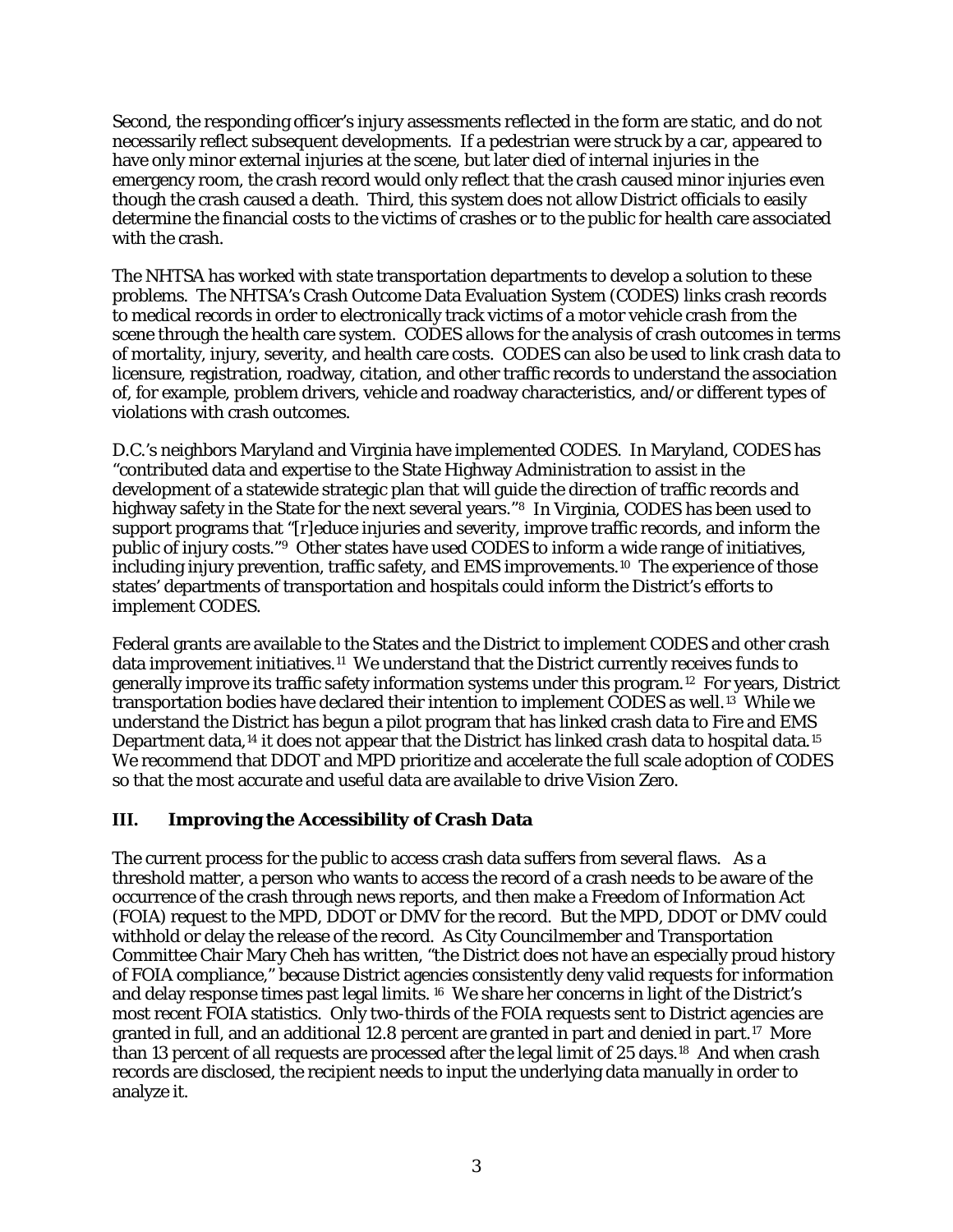Second, the responding officer's injury assessments reflected in the form are static, and do not necessarily reflect subsequent developments. If a pedestrian were struck by a car, appeared to have only minor external injuries at the scene, but later died of internal injuries in the emergency room, the crash record would only reflect that the crash caused minor injuries even though the crash caused a death. Third, this system does not allow District officials to easily determine the financial costs to the victims of crashes or to the public for health care associated with the crash.

The NHTSA has worked with state transportation departments to develop a solution to these problems. The NHTSA's Crash Outcome Data Evaluation System (CODES) links crash records to medical records in order to electronically track victims of a motor vehicle crash from the scene through the health care system. CODES allows for the analysis of crash outcomes in terms of mortality, injury, severity, and health care costs. CODES can also be used to link crash data to licensure, registration, roadway, citation, and other traffic records to understand the association of, for example, problem drivers, vehicle and roadway characteristics, and/or different types of violations with crash outcomes.

D.C.'s neighbors Maryland and Virginia have implemented CODES. In Maryland, CODES has "contributed data and expertise to the State Highway Administration to assist in the development of a statewide strategic plan that will guide the direction of traffic records and highway safety in the State for the next several years."[8] In Virginia, CODES has been used to support programs that "[r]educe injuries and severity, improve traffic records, and inform the public of injury costs."[9] Other states have used CODES to inform a wide range of initiatives, including injury prevention, traffic safety, and EMS improvements.[10] The experience of those states' departments of transportation and hospitals could inform the District's efforts to implement CODES.

Federal grants are available to the States and the District to implement CODES and other crash data improvement initiatives.[11] We understand that the District currently receives funds to generally improve its traffic safety information systems under this program.[12] For years, District transportation bodies have declared their intention to implement CODES as well.[13] While we understand the District has begun a pilot program that has linked crash data to Fire and EMS Department data,[14] it does not appear that the District has linked crash data to hospital data.[15] We recommend that DDOT and MPD prioritize and accelerate the full scale adoption of CODES so that the most accurate and useful data are available to drive Vision Zero.

## III. Improving the Accessibility of Crash Data

The current process for the public to access crash data suffers from several flaws. As a threshold matter, a person who wants to access the record of a crash needs to be aware of the occurrence of the crash through news reports, and then make a Freedom of Information Act (FOIA) request to the MPD, DDOT or DMV for the record. But the MPD, DDOT or DMV could withhold or delay the release of the record. As City Councilmember and Transportation Committee Chair Mary Cheh has written, "the District does not have an especially proud history of FOIA compliance," because District agencies consistently deny valid requests for information and delay response times past legal limits.[16] We share her concerns in light of the District's most recent FOIA statistics. Only two-thirds of the FOIA requests sent to District agencies are granted in full, and an additional 12.8 percent are granted in part and denied in part.[17] More than 13 percent of all requests are processed after the legal limit of 25 days.[18] And when crash records are disclosed, the recipient needs to input the underlying data manually in order to analyze it.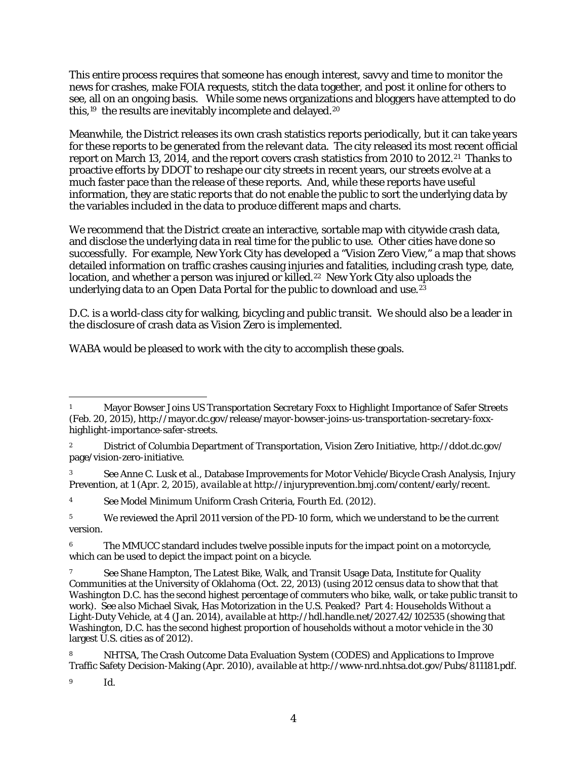This entire process requires that someone has enough interest, savvy and time to monitor the news for crashes, make FOIA requests, stitch the data together, and post it online for others to see, all on an ongoing basis. While some news organizations and bloggers have attempted to do this,[19] the results are inevitably incomplete and delayed.[20]

Meanwhile, the District releases its own crash statistics reports periodically, but it can take years for these reports to be generated from the relevant data. The city released its most recent official report on March 13, 2014, and the report covers crash statistics from 2010 to 2012.[21] Thanks to proactive efforts by DDOT to reshape our city streets in recent years, our streets evolve at a much faster pace than the release of these reports. And, while these reports have useful information, they are static reports that do not enable the public to sort the underlying data by the variables included in the data to produce different maps and charts.

We recommend that the District create an interactive, sortable map with citywide crash data, and disclose the underlying data in real time for the public to use. Other cities have done so successfully. For example, New York City has developed a "Vision Zero View," a map that shows detailed information on traffic crashes causing injuries and fatalities, including crash type, date, location, and whether a person was injured or killed.[22] New York City also uploads the underlying data to an Open Data Portal for the public to download and use.[23]

D.C. is a world-class city for walking, bicycling and public transit. We should also be a leader in the disclosure of crash data as Vision Zero is implemented.

WABA would be pleased to work with the city to accomplish these goals.

---

[1] Mayor Bowser Joins US Transportation Secretary Foxx to Highlight Importance of Safer Streets (Feb. 20, 2015), http://mayor.dc.gov/release/mayor-bowser-joins-us-transportation-secretary-foxx-highlight-importance-safer-streets.

[2] District of Columbia Department of Transportation, Vision Zero Initiative, http://ddot.dc.gov/page/vision-zero-initiative.

[3] See Anne C. Lusk et al., Database Improvements for Motor Vehicle/Bicycle Crash Analysis, Injury Prevention, at 1 (Apr. 2, 2015), *available at* http://injuryprevention.bmj.com/content/early/recent.

[4] See Model Minimum Uniform Crash Criteria, Fourth Ed. (2012).

[5] We reviewed the April 2011 version of the PD-10 form, which we understand to be the current version.

[6] The MMUCC standard includes twelve possible inputs for the impact point on a motorcycle, which can be used to depict the impact point on a bicycle.

[7] See Shane Hampton, The Latest Bike, Walk, and Transit Usage Data, Institute for Quality Communities at the University of Oklahoma (Oct. 22, 2013) (using 2012 census data to show that that Washington D.C. has the second highest percentage of commuters who bike, walk, or take public transit to work). *See also* Michael Sivak, Has Motorization in the U.S. Peaked? Part 4: Households Without a Light-Duty Vehicle, at 4 (Jan. 2014), *available at* http://hdl.handle.net/2027.42/102535 (showing that Washington, D.C. has the second highest proportion of households without a motor vehicle in the 30 largest U.S. cities as of 2012).

[8] NHTSA, The Crash Outcome Data Evaluation System (CODES) and Applications to Improve Traffic Safety Decision-Making (Apr. 2010), *available at* http://www-nrd.nhtsa.dot.gov/Pubs/811181.pdf.

[9] Id.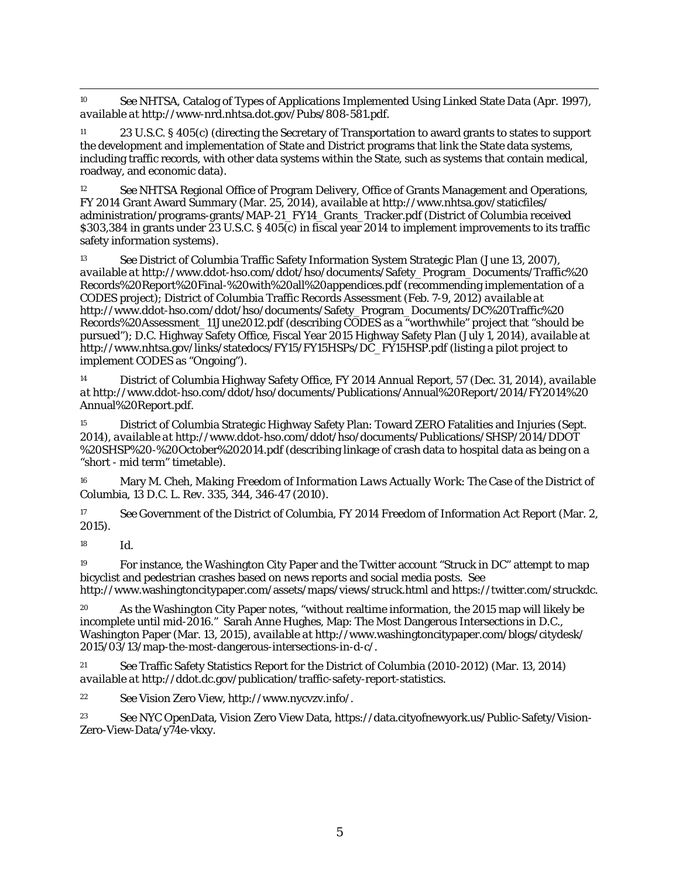[10] See NHTSA, Catalog of Types of Applications Implemented Using Linked State Data (Apr. 1997), *available at* http://www-nrd.nhtsa.dot.gov/Pubs/808-581.pdf.

[11] 23 U.S.C. § 405(c) (directing the Secretary of Transportation to award grants to states to support the development and implementation of State and District programs that link the State data systems, including traffic records, with other data systems within the State, such as systems that contain medical, roadway, and economic data).

[12] See NHTSA Regional Office of Program Delivery, Office of Grants Management and Operations, FY 2014 Grant Award Summary (Mar. 25, 2014), *available at* http://www.nhtsa.gov/staticfiles/administration/programs-grants/MAP-21_FY14_Grants_Tracker.pdf (District of Columbia received $303,384 in grants under 23 U.S.C. § 405(c) in fiscal year 2014 to implement improvements to its traffic safety information systems).

[13] See District of Columbia Traffic Safety Information System Strategic Plan (June 13, 2007), *available at* http://www.ddot-hso.com/ddot/hso/documents/Safety_Program_Documents/Traffic%20Records%20Report%20Final-%20with%20all%20appendices.pdf (recommending implementation of a CODES project); District of Columbia Traffic Records Assessment (Feb. 7-9, 2012) *available at* http://www.ddot-hso.com/ddot/hso/documents/Safety_Program_Documents/DC%20Traffic%20Records%20Assessment_11June2012.pdf (describing CODES as a "worthwhile" project that "should be pursued"); D.C. Highway Safety Office, Fiscal Year 2015 Highway Safety Plan (July 1, 2014), *available at* http://www.nhtsa.gov/links/statedocs/FY15/FY15HSPs/DC_FY15HSP.pdf (listing a pilot project to implement CODES as "Ongoing").

[14] District of Columbia Highway Safety Office, FY 2014 Annual Report, 57 (Dec. 31, 2014), *available at* http://www.ddot-hso.com/ddot/hso/documents/Publications/Annual%20Report/2014/FY2014%20Annual%20Report.pdf.

[15] District of Columbia Strategic Highway Safety Plan: Toward ZERO Fatalities and Injuries (Sept. 2014), *available at* http://www.ddot-hso.com/ddot/hso/documents/Publications/SHSP/2014/DDOT%20SHSP%20-%20October%202014.pdf (describing linkage of crash data to hospital data as being on a "short - mid term" timetable).

[16] Mary M. Cheh, *Making Freedom of Information Laws Actually Work: The Case of the District of Columbia*, 13 D.C. L. Rev. 335, 344, 346-47 (2010).

[17] See Government of the District of Columbia, FY 2014 Freedom of Information Act Report (Mar. 2, 2015).

[18] Id.

[19] For instance, the Washington City Paper and the Twitter account "Struck in DC" attempt to map bicyclist and pedestrian crashes based on news reports and social media posts. See http://www.washingtoncitypaper.com/assets/maps/views/struck.html and https://twitter.com/struckdc.

[20] As the Washington City Paper notes, "without realtime information, the 2015 map will likely be incomplete until mid-2016." Sarah Anne Hughes, Map: The Most Dangerous Intersections in D.C., Washington Paper (Mar. 13, 2015), *available at* http://www.washingtoncitypaper.com/blogs/citydesk/2015/03/13/map-the-most-dangerous-intersections-in-d-c/.

[21] See Traffic Safety Statistics Report for the District of Columbia (2010-2012) (Mar. 13, 2014) *available at* http://ddot.dc.gov/publication/traffic-safety-report-statistics.

[22] See Vision Zero View, http://www.nycvzv.info/.

[23] See NYC OpenData, Vision Zero View Data, https://data.cityofnewyork.us/Public-Safety/Vision-Zero-View-Data/y74e-vkxy.